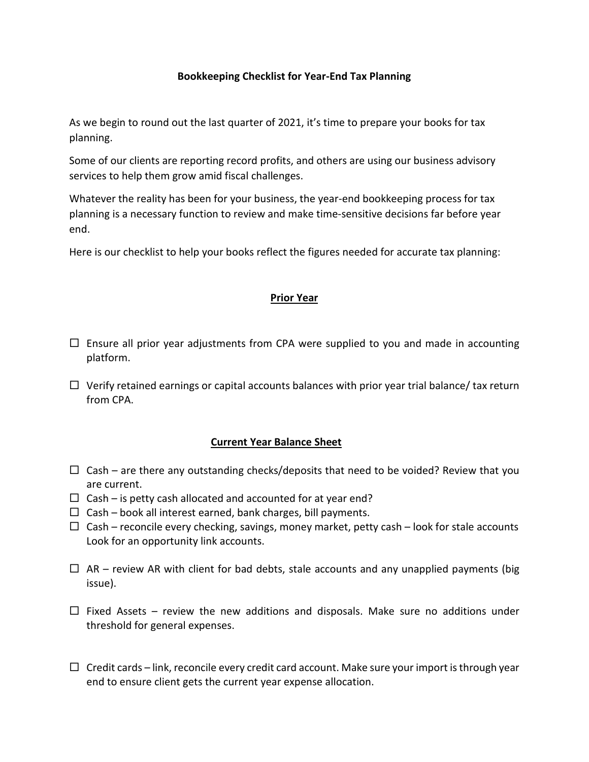# Bookkeeping Checklist for Year-End Tax Planning

As we begin to round out the last quarter of 2021, it's time to prepare your books for tax planning.

Some of our clients are reporting record profits, and others are using our business advisory services to help them grow amid fiscal challenges.

Whatever the reality has been for your business, the year-end bookkeeping process for tax planning is a necessary function to review and make time-sensitive decisions far before year end.

Here is our checklist to help your books reflect the figures needed for accurate tax planning:

## Prior Year

- ☐ Ensure all prior year adjustments from CPA were supplied to you and made in accounting platform.
- ☐ Verify retained earnings or capital accounts balances with prior year trial balance/ tax return from CPA.

## Current Year Balance Sheet

- ☐ Cash – are there any outstanding checks/deposits that need to be voided? Review that you are current.
- ☐ Cash – is petty cash allocated and accounted for at year end?
- ☐ Cash – book all interest earned, bank charges, bill payments.
- ☐ Cash – reconcile every checking, savings, money market, petty cash – look for stale accounts Look for an opportunity link accounts.
- ☐ AR – review AR with client for bad debts, stale accounts and any unapplied payments (big issue).
- ☐ Fixed Assets – review the new additions and disposals. Make sure no additions under threshold for general expenses.
- ☐ Credit cards – link, reconcile every credit card account. Make sure your import is through year end to ensure client gets the current year expense allocation.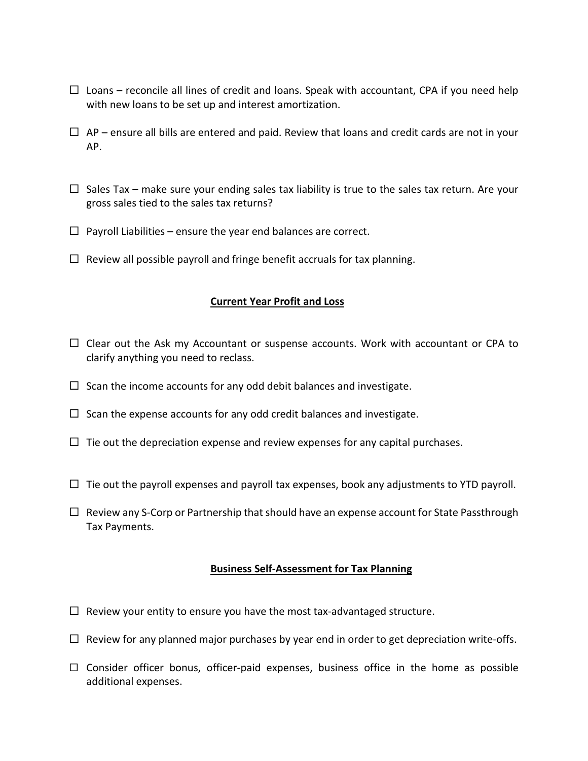- ☐ Loans – reconcile all lines of credit and loans. Speak with accountant, CPA if you need help with new loans to be set up and interest amortization.
- ☐ AP – ensure all bills are entered and paid. Review that loans and credit cards are not in your AP.
- ☐ Sales Tax – make sure your ending sales tax liability is true to the sales tax return. Are your gross sales tied to the sales tax returns?
- ☐ Payroll Liabilities – ensure the year end balances are correct.
- ☐ Review all possible payroll and fringe benefit accruals for tax planning.

## Current Year Profit and Loss

- ☐ Clear out the Ask my Accountant or suspense accounts. Work with accountant or CPA to clarify anything you need to reclass.
- ☐ Scan the income accounts for any odd debit balances and investigate.
- ☐ Scan the expense accounts for any odd credit balances and investigate.
- ☐ Tie out the depreciation expense and review expenses for any capital purchases.
- ☐ Tie out the payroll expenses and payroll tax expenses, book any adjustments to YTD payroll.
- ☐ Review any S-Corp or Partnership that should have an expense account for State Passthrough Tax Payments.

## Business Self-Assessment for Tax Planning

- ☐ Review your entity to ensure you have the most tax-advantaged structure.
- ☐ Review for any planned major purchases by year end in order to get depreciation write-offs.
- ☐ Consider officer bonus, officer-paid expenses, business office in the home as possible additional expenses.